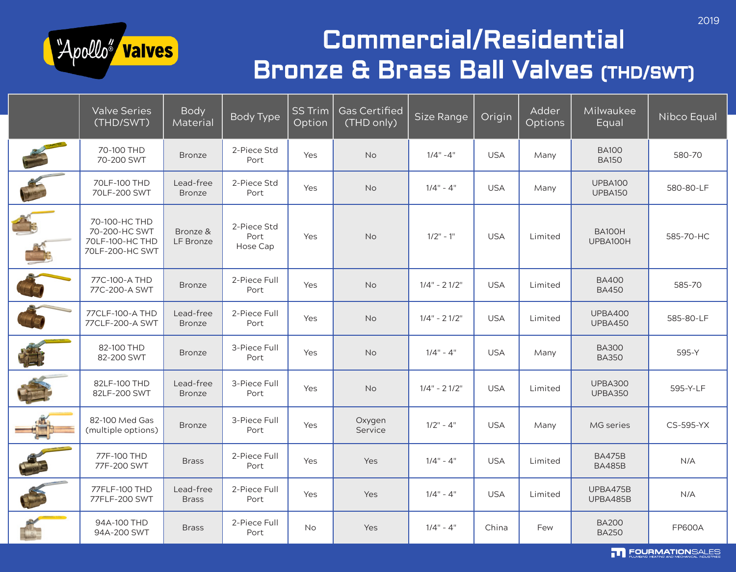2019

"Apollo"® Valves

# Commercial/Residential Bronze & Brass Ball Valves (THD/SWT)

| | Valve Series (THD/SWT) | Body Material | Body Type | SS Trim Option | Gas Certified (THD only) | Size Range | Origin | Adder Options | Milwaukee Equal | Nibco Equal |
|---|---|---|---|---|---|---|---|---|---|---|
| | 70-100 THD<br>70-200 SWT | Bronze | 2-Piece Std Port | Yes | No | 1/4" -4" | USA | Many | BA100<br>BA150 | 580-70 |
| | 70LF-100 THD<br>70LF-200 SWT | Lead-free Bronze | 2-Piece Std Port | Yes | No | 1/4" - 4" | USA | Many | UPBA100<br>UPBA150 | 580-80-LF |
| | 70-100-HC THD<br>70-200-HC SWT<br>70LF-100-HC THD<br>70LF-200-HC SWT | Bronze & LF Bronze | 2-Piece Std Port Hose Cap | Yes | No | 1/2" - 1" | USA | Limited | BA100H<br>UPBA100H | 585-70-HC |
| | 77C-100-A THD<br>77C-200-A SWT | Bronze | 2-Piece Full Port | Yes | No | 1/4" - 2 1/2" | USA | Limited | BA400<br>BA450 | 585-70 |
| | 77CLF-100-A THD<br>77CLF-200-A SWT | Lead-free Bronze | 2-Piece Full Port | Yes | No | 1/4" - 2 1/2" | USA | Limited | UPBA400<br>UPBA450 | 585-80-LF |
| | 82-100 THD<br>82-200 SWT | Bronze | 3-Piece Full Port | Yes | No | 1/4" - 4" | USA | Many | BA300<br>BA350 | 595-Y |
| | 82LF-100 THD<br>82LF-200 SWT | Lead-free Bronze | 3-Piece Full Port | Yes | No | 1/4" - 2 1/2" | USA | Limited | UPBA300<br>UPBA350 | 595-Y-LF |
| | 82-100 Med Gas (multiple options) | Bronze | 3-Piece Full Port | Yes | Oxygen Service | 1/2" - 4" | USA | Many | MG series | CS-595-YX |
| | 77F-100 THD<br>77F-200 SWT | Brass | 2-Piece Full Port | Yes | Yes | 1/4" - 4" | USA | Limited | BA475B<br>BA485B | N/A |
| | 77FLF-100 THD<br>77FLF-200 SWT | Lead-free Brass | 2-Piece Full Port | Yes | Yes | 1/4" - 4" | USA | Limited | UPBA475B<br>UPBA485B | N/A |
| | 94A-100 THD<br>94A-200 SWT | Brass | 2-Piece Full Port | No | Yes | 1/4" - 4" | China | Few | BA200<br>BA250 | FP600A |

FOURMATIONSALES
PLUMBING HEATING AND MECHANICAL INDUSTRIES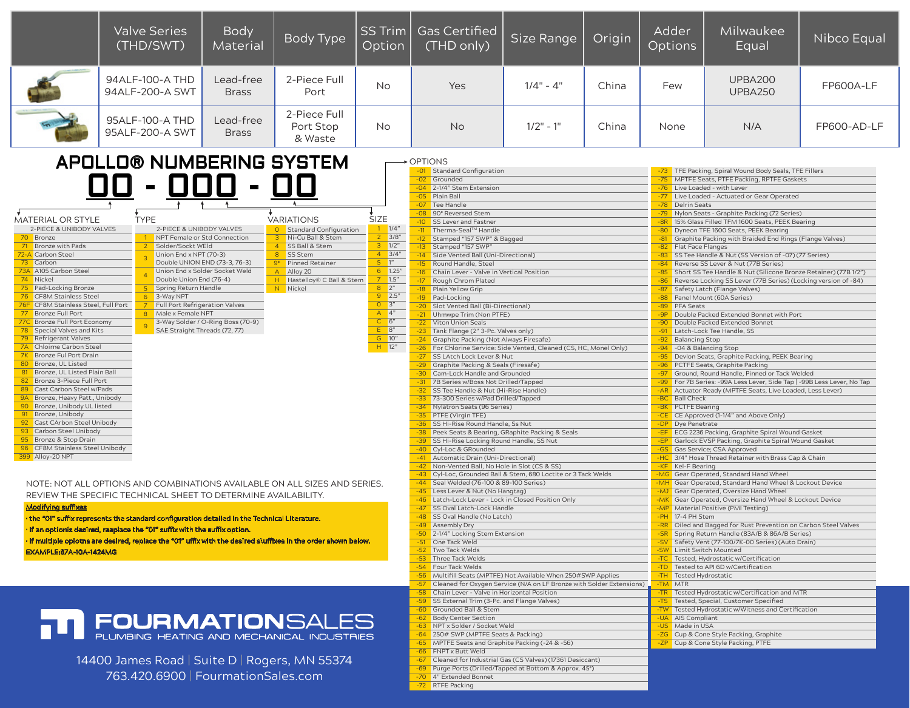| | Valve Series (THD/SWT) | Body Material | Body Type | SS Trim Option | Gas Certified (THD only) | Size Range | Origin | Adder Options | Milwaukee Equal | Nibco Equal |
|---|---|---|---|---|---|---|---|---|---|---|
| | 94ALF-100-A THD 94ALF-200-A SWT | Lead-free Brass | 2-Piece Full Port | No | Yes | 1/4" - 4" | China | Few | UPBA200 UPBA250 | FP600A-LF |
| | 95ALF-100-A THD 95ALF-200-A SWT | Lead-free Brass | 2-Piece Full Port Stop & Waste | No | No | 1/2" - 1" | China | None | N/A | FP600-AD-LF |

# APOLLO® NUMBERING SYSTEM

## 00 - 000 - 00

### MATERIAL OR STYLE

| | |
|---|---|
| | 2-PIECE & UNIBODY VALVES |
| 70 | Bronze |
| 71 | Bronze with Pads |
| 72-A | Carbon Steel |
| 73 | Carbon |
| 73A | A105 Carbon Steel |
| 74 | Nickel |
| 75 | Pad-Locking Bronze |
| 76 | CF8M Stainless Steel |
| 76F | CF8M Stainless Steel, Full Port |
| 77 | Bronze Full Port |
| 77C | Bronze Full Port Economy |
| 78 | Special Valves and Kits |
| 79 | Refrigerant Valves |
| 7A | Chloirne Carbon Steel |
| 7K | Bronze Ful Port Drain |
| 80 | Bronze, UL Listed |
| 81 | Bronze, UL Listed Plain Ball |
| 82 | Bronze 3-Piece Full Port |
| 89 | Cast Carbon Steel w/Pads |
| 9A | Bronze, Heavy Patt., Unibody |
| 90 | Bronze, Unibody UL listed |
| 91 | Bronze, Unibody |
| 92 | Cast CArbon Steel Unibody |
| 93 | Carbon Steel Unibody |
| 95 | Bronze & Stop Drain |
| 96 | CF8M Stainless Steel Unibody |
| 399 | Alloy-20 NPT |

### TYPE

| | |
|---|---|
| | 2-PIECE & UNIBODY VALVES |
| 1 | NPT Female or Std Connection |
| 2 | Solder/Sockt WEld |
| 3 | Union End x NPT (70-3) Double UNION END (73-3, 76-3) |
| 4 | Union End x Solder Socket Weld Double Union End (76-4) |
| 5 | Spring Return Handle |
| 6 | 3-Way NPT |
| 7 | Full Port Refrigeration Valves |
| 8 | Male x Female NPT |
| 9 | 3-Way Solder / O-Ring Boss (70-9) SAE Straight Threads (72, 77) |

### VARIATIONS

| | |
|---|---|
| 0 | Standard Configuration |
| 3 | Ni-Cu Ball & Stem |
| 4 | SS Ball & Stem |
| 8 | SS Stem |
| 9* | Pinned Retainer |
| A | Alloy 20 |
| H | Hastelloy® C Ball & Stem |
| N | Nickel |

### SIZE

| | |
|---|---|
| 1 | 1/4" |
| 2 | 3/8" |
| 3 | 1/2" |
| 4 | 3/4" |
| 5 | 1" |
| 6 | 1.25" |
| 7 | 1.5" |
| 8 | 2" |
| 9 | 2.5" |
| 0 | 3" |
| A | 4" |
| C | 6" |
| E | 8" |
| G | 10" |
| H | 12" |

### OPTIONS

| | |
|---|---|
| -01 | Standard Configuration |
| -02 | Grounded |
| -04 | 2-1/4" Stem Extension |
| -05 | Plain Ball |
| -07 | Tee Handle |
| -08 | 90° Reversed Stem |
| -10 | SS Lever and Fastner |
| -11 | Therma-Seal™ Handle |
| -12 | Stamped "157 SWP" & Bagged |
| -13 | Stamped "157 SWP" |
| -14 | Side Vented Ball (Uni-Directional) |
| -15 | Round Handle, Steel |
| -16 | Chain Lever - Valve in Vertical Position |
| -17 | Rough Chrom Plated |
| -18 | Plain Yellow Grip |
| -19 | Pad-Locking |
| -20 | Slot Vented Ball (Bi-Directional) |
| -21 | Uhmwpe Trim (Non PTFE) |
| -22 | Viton Union Seals |
| -23 | Tank Flange (2" 3-Pc. Valves only) |
| -24 | Graphite Packing (Oval Valves Firesafe) |
| -26 | For Chlorine Service: Side Vented, Cleaned (CS, HC, Monel Only) |
| -27 | SS LAtch Lock Lever & Nut |
| -29 | Graphite Packing & Seals (Firesafe) |
| -30 | Cam-Lock Handle and Grounded |
| -31 | 7B Series w/Boss Not Drilled/Tapped |
| -32 | SS Tee Handle & Nut (Hi-Rise Handle) |
| -33 | 73-300 Series w/Pad Drilled/Tapped |
| -34 | Nylatron Seats (96 Series) |
| -35 | PTFE (Virgin TFE) |
| -36 | SS Hi-Rise Round Handle, Ss Nut |
| -38 | Peek Seats & Bearing, GRaphite Packing & Seals |
| -39 | SS Hi-Rise Locking Round Handle, SS Nut |
| -40 | Cyl-Loc & GRounded |
| -41 | Automatic Drain (Uni-Directional) |
| -42 | Non-Vented Ball, No Hole in Slot (CS & SS) |
| -43 | Cyl-Loc, Grounded Ball & Stem, 680 Loctite or 3 Tack Welds |
| -44 | Seal Welded (76-100 & 89-100 Series) |
| -45 | Less Lever & Nut (No Hangtag) |
| -46 | Latch-Lock Lever - Lock in Closed Position Only |
| -47 | SS Oval Latch-Lock Handle |
| -48 | SS Oval Handle (No Latch) |
| -49 | Assembly Dry |
| -50 | 2-1/4" Locking Stem Extension |
| -51 | One Tack Weld |
| -52 | Two Tack Welds |
| -53 | Three Tack Welds |
| -54 | Four Tack Welds |
| -56 | Multifill Seats (MPTFE) Not Available When 250#SWP Applies |
| -57 | Cleaned for Oxygen Service (N/A on LF Bronze with Solder Extensions) |
| -58 | Chain Lever - Valve in Horizontal Position |
| -59 | SS External Trim (3-Pc. and Flange Valves) |
| -60 | Grounded Ball & Stem |
| -62 | Body Center Section |
| -63 | NPT x Solder / Socket Weld |
| -64 | 250# SWP (MPTFE Seats & Packing) |
| -65 | MPTFE Seats and Graphite Packing (-24 & -56) |
| -66 | FNPT x Butt Weld |
| -67 | Cleaned for Industrial Gas (CS Valves) (17361 Desiccant) |
| -69 | Purge Ports (Drilled/Tapped at Bottom & Approx. 45°) |
| -70 | 4" Extended Bonnet |
| -72 | RTFE Packing |
| -73 | TFE Packing, Spiral Wound Body Seals, TFE Fillers |
| -75 | MPTFE Seats, PTFE Packing, RPTFE Gaskets |
| -76 | Live Loaded - with Lever |
| -77 | Live Loaded - Actuated or Gear Operated |
| -78 | Delrin Seats |
| -79 | Nylon Seats - Graphite Packing (72 Series) |
| -8R | 15% Glass Filled TFM 1600 Seats, PEEK Bearing |
| -80 | Dyneon TFE 1600 Seats, PEEK Bearing |
| -81 | Graphite Packing with Braided End Rings (Flange Valves) |
| -82 | Flat Face Flanges |
| -83 | SS Tee Handle & Nut (SS Version of -07) (77 Series) |
| -84 | Reverse SS Lever & Nut (77B Series) |
| -85 | Short SS Tee Handle & Nut (Silicone Bronze Retainer) (77B 1/2") |
| -86 | Reverse Locking SS Lever (77B Series) (Locking version of -84) |
| -87 | Safety Latch (Flange Valves) |
| -88 | Panel Mount (60A Series) |
| -89 | PFA Seats |
| -9P | Double Packed Extended Bonnet with Port |
| -90 | Double Packed Extended Bonnet |
| -91 | Latch-Lock Tee Handle, SS |
| -92 | Balancing Stop |
| -94 | -04 & Balancing Stop |
| -95 | Devlon Seats, Graphite Packing, PEEK Bearing |
| -96 | PCTFE Seats, Graphite Packing |
| -97 | Ground, Round Handle, Pinned or Tack Welded |
| -99 | For 7B Series: -99A Less Lever, Side Tap \| -99B Less Lever, No Tap |
| -AR | Actuator Ready (MPTFE Seats, Live Loaded, Less Lever) |
| -BC | Ball Check |
| -BK | PCTFE Bearing |
| -CE | CE Approved (1-1/4" and Above Only) |
| -DP | Dye Penetrate |
| -EF | ECG 2236 Packing, Graphite Spiral Wound Gasket |
| -EP | Garlock EVSP Packing, Graphite Spiral Wound Gasket |
| -GS | Gas Service; CSA Approved |
| -HC | 3/4" Hose Thread Retainer with Brass Cap & Chain |
| -KF | Kel-F Bearing |
| -MG | Gear Operated, Standard Hand Wheel |
| -MH | Gear Operated, Standard Hand Wheel & Lockout Device |
| -MJ | Gear Operated, Oversize Hand Wheel |
| -MK | Gear Operated, Oversize Hand Wheel & Lockout Device |
| -MP | Material Positive (PMI Testing) |
| -PH | 17-4 PH Stem |
| -RR | Oiled and Bagged for Rust Prevention on Carbon Steel Valves |
| -SR | Spring Return Handle (83A/B & 86A/B Series) |
| -SV | Safety Vent (77-100/7K-00 Series) (Auto Drain) |
| -SW | Limit Switch Mounted |
| -TC | Tested, Hydrostatic w/Certification |
| -TD | Tested to API 6D w/Certification |
| -TH | Tested Hydrostatic |
| -TM | MTR |
| -TR | Tested Hydrostatic w/Certification and MTR |
| -TS | Tested, Special, Customer Specified |
| -TW | Tested Hydrostatic w/Witness and Certification |
| -UA | AIS Compliant |
| -US | Made in USA |
| -ZG | Cup & Cone Style Packing, Graphite |
| -ZP | Cup & Cone Style Packing, PTFE |

NOTE: NOT ALL OPTIONS AND COMBINATIONS AVAILABLE ON ALL SIZES AND SERIES. REVIEW THE SPECIFIC TECHNICAL SHEET TO DETERMINE AVAILABILITY.

**Modifying suffixes**

- the "01" suffix represents the standard configuration detailed in the Technical Literature.
- If an optionis desired, reaplace the "01" suffix with the suffix option.
- If multiple opiotns are desired, replace the "01" uffix with the desired s\uffixes in the order shown below.

EXAMPLE:87A-10A-1424MG

**FOURMATIONSALES**
PLUMBING HEATING AND MECHANICAL INDUSTRIES

14400 James Road | Suite D | Rogers, MN 55374
763.420.6900 | FourmationSales.com